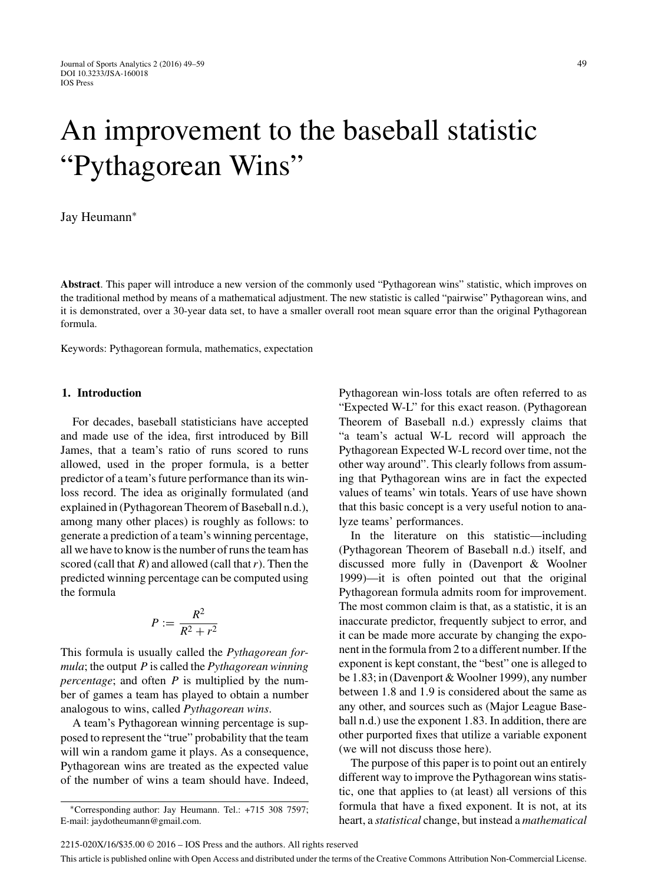// An improvement to the baseball statistic "Pythagorean Wins"

Jay Heumann*

**Abstract**. This paper will introduce a new version of the commonly used "Pythagorean wins" statistic, which improves on the traditional method by means of a mathematical adjustment. The new statistic is called "pairwise" Pythagorean wins, and it is demonstrated, over a 30-year data set, to have a smaller overall root mean square error than the original Pythagorean formula.

Keywords: Pythagorean formula, mathematics, expectation

## 1. Introduction

For decades, baseball statisticians have accepted and made use of the idea, first introduced by Bill James, that a team's ratio of runs scored to runs allowed, used in the proper formula, is a better predictor of a team's future performance than its win-loss record. The idea as originally formulated (and explained in (Pythagorean Theorem of Baseball n.d.), among many other places) is roughly as follows: to generate a prediction of a team's winning percentage, all we have to know is the number of runs the team has scored (call that $R$) and allowed (call that $r$). Then the predicted winning percentage can be computed using the formula

$$P := \frac{R^2}{R^2 + r^2}$$

This formula is usually called the *Pythagorean formula*; the output $P$ is called the *Pythagorean winning percentage*; and often $P$ is multiplied by the number of games a team has played to obtain a number analogous to wins, called *Pythagorean wins*.

A team's Pythagorean winning percentage is supposed to represent the "true" probability that the team will win a random game it plays. As a consequence, Pythagorean wins are treated as the expected value of the number of wins a team should have. Indeed, Pythagorean win-loss totals are often referred to as "Expected W-L" for this exact reason. (Pythagorean Theorem of Baseball n.d.) expressly claims that "a team's actual W-L record will approach the Pythagorean Expected W-L record over time, not the other way around". This clearly follows from assuming that Pythagorean wins are in fact the expected values of teams' win totals. Years of use have shown that this basic concept is a very useful notion to analyze teams' performances.

In the literature on this statistic—including (Pythagorean Theorem of Baseball n.d.) itself, and discussed more fully in (Davenport & Woolner 1999)—it is often pointed out that the original Pythagorean formula admits room for improvement. The most common claim is that, as a statistic, it is an inaccurate predictor, frequently subject to error, and it can be made more accurate by changing the exponent in the formula from 2 to a different number. If the exponent is kept constant, the "best" one is alleged to be 1.83; in (Davenport & Woolner 1999), any number between 1.8 and 1.9 is considered about the same as any other, and sources such as (Major League Baseball n.d.) use the exponent 1.83. In addition, there are other purported fixes that utilize a variable exponent (we will not discuss those here).

The purpose of this paper is to point out an entirely different way to improve the Pythagorean wins statistic, one that applies to (at least) all versions of this formula that have a fixed exponent. It is not, at its heart, a *statistical* change, but instead a *mathematical*

*Corresponding author: Jay Heumann. Tel.: +715 308 7597; E-mail: jaydotheumann@gmail.com.

2215-020X/16/$35.00 © 2016 – IOS Press and the authors. All rights reserved

This article is published online with Open Access and distributed under the terms of the Creative Commons Attribution Non-Commercial License.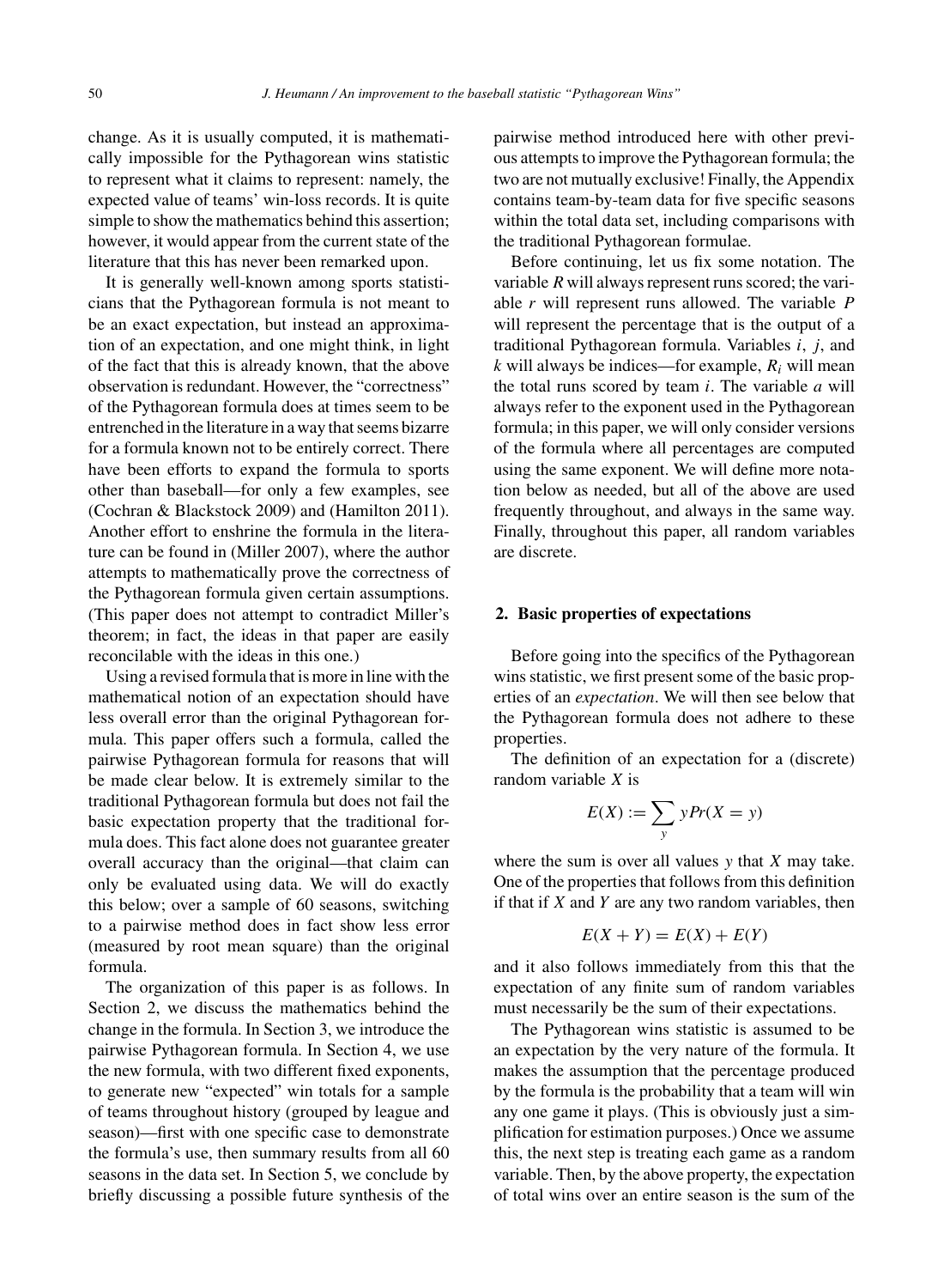change. As it is usually computed, it is mathematically impossible for the Pythagorean wins statistic to represent what it claims to represent: namely, the expected value of teams' win-loss records. It is quite simple to show the mathematics behind this assertion; however, it would appear from the current state of the literature that this has never been remarked upon.

It is generally well-known among sports statisticians that the Pythagorean formula is not meant to be an exact expectation, but instead an approximation of an expectation, and one might think, in light of the fact that this is already known, that the above observation is redundant. However, the "correctness" of the Pythagorean formula does at times seem to be entrenched in the literature in a way that seems bizarre for a formula known not to be entirely correct. There have been efforts to expand the formula to sports other than baseball—for only a few examples, see (Cochran & Blackstock 2009) and (Hamilton 2011). Another effort to enshrine the formula in the literature can be found in (Miller 2007), where the author attempts to mathematically prove the correctness of the Pythagorean formula given certain assumptions. (This paper does not attempt to contradict Miller's theorem; in fact, the ideas in that paper are easily reconcilable with the ideas in this one.)

Using a revised formula that is more in line with the mathematical notion of an expectation should have less overall error than the original Pythagorean formula. This paper offers such a formula, called the pairwise Pythagorean formula for reasons that will be made clear below. It is extremely similar to the traditional Pythagorean formula but does not fail the basic expectation property that the traditional formula does. This fact alone does not guarantee greater overall accuracy than the original—that claim can only be evaluated using data. We will do exactly this below; over a sample of 60 seasons, switching to a pairwise method does in fact show less error (measured by root mean square) than the original formula.

The organization of this paper is as follows. In Section 2, we discuss the mathematics behind the change in the formula. In Section 3, we introduce the pairwise Pythagorean formula. In Section 4, we use the new formula, with two different fixed exponents, to generate new "expected" win totals for a sample of teams throughout history (grouped by league and season)—first with one specific case to demonstrate the formula's use, then summary results from all 60 seasons in the data set. In Section 5, we conclude by briefly discussing a possible future synthesis of the pairwise method introduced here with other previous attempts to improve the Pythagorean formula; the two are not mutually exclusive! Finally, the Appendix contains team-by-team data for five specific seasons within the total data set, including comparisons with the traditional Pythagorean formulae.

Before continuing, let us fix some notation. The variable $R$ will always represent runs scored; the variable $r$ will represent runs allowed. The variable $P$ will represent the percentage that is the output of a traditional Pythagorean formula. Variables $i$, $j$, and $k$ will always be indices—for example, $R_i$ will mean the total runs scored by team $i$. The variable $a$ will always refer to the exponent used in the Pythagorean formula; in this paper, we will only consider versions of the formula where all percentages are computed using the same exponent. We will define more notation below as needed, but all of the above are used frequently throughout, and always in the same way. Finally, throughout this paper, all random variables are discrete.

## 2. Basic properties of expectations

Before going into the specifics of the Pythagorean wins statistic, we first present some of the basic properties of an *expectation*. We will then see below that the Pythagorean formula does not adhere to these properties.

The definition of an expectation for a (discrete) random variable $X$ is

$$E(X) := \sum_{y} y Pr(X = y)$$

where the sum is over all values $y$ that $X$ may take. One of the properties that follows from this definition if that if $X$ and $Y$ are any two random variables, then

$$E(X + Y) = E(X) + E(Y)$$

and it also follows immediately from this that the expectation of any finite sum of random variables must necessarily be the sum of their expectations.

The Pythagorean wins statistic is assumed to be an expectation by the very nature of the formula. It makes the assumption that the percentage produced by the formula is the probability that a team will win any one game it plays. (This is obviously just a simplification for estimation purposes.) Once we assume this, the next step is treating each game as a random variable. Then, by the above property, the expectation of total wins over an entire season is the sum of the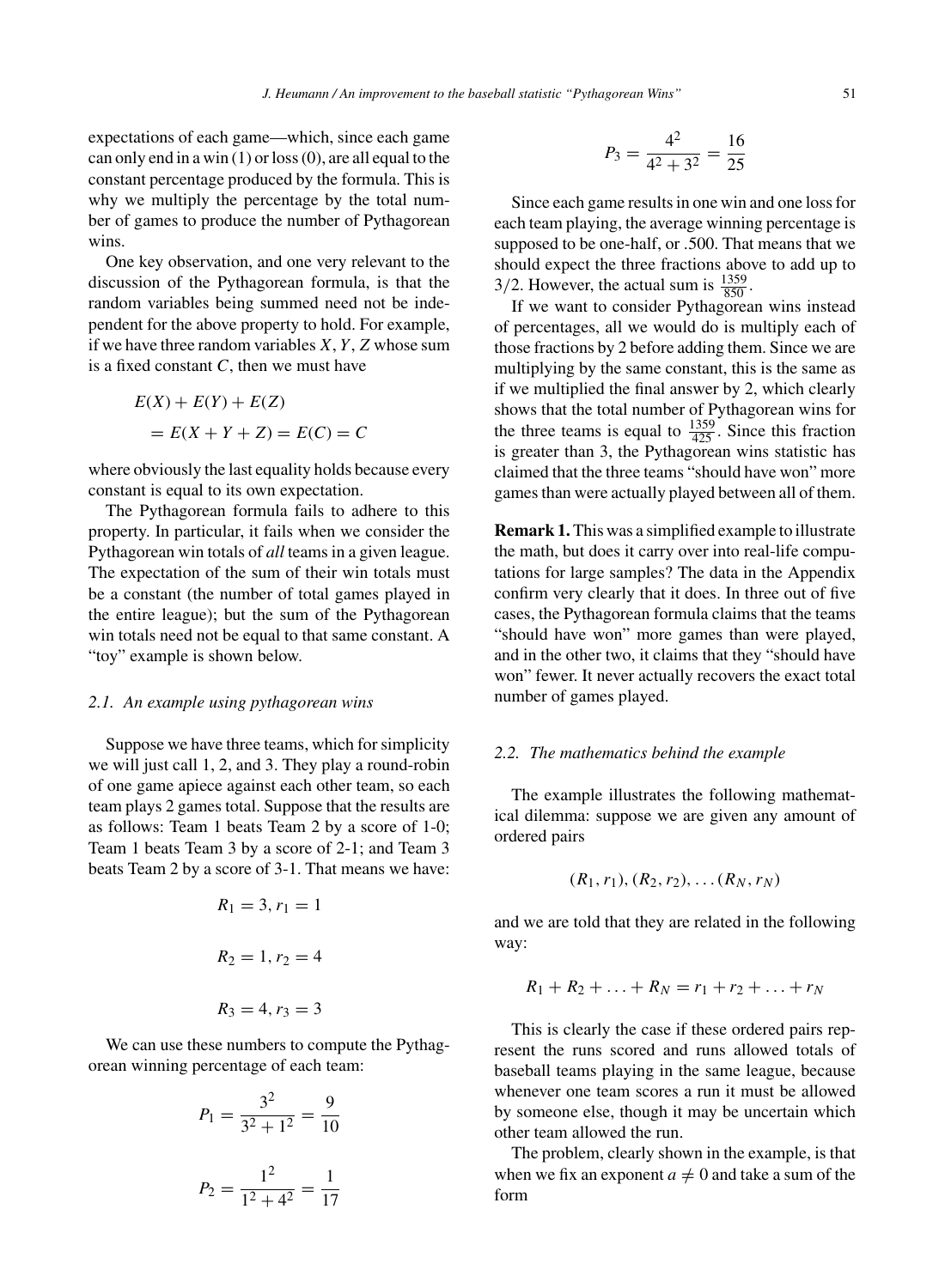expectations of each game—which, since each game can only end in a win (1) or loss (0), are all equal to the constant percentage produced by the formula. This is why we multiply the percentage by the total number of games to produce the number of Pythagorean wins.

One key observation, and one very relevant to the discussion of the Pythagorean formula, is that the random variables being summed need not be independent for the above property to hold. For example, if we have three random variables $X, Y, Z$ whose sum is a fixed constant $C$, then we must have

$$
\begin{aligned}
&E(X) + E(Y) + E(Z) \\
&\quad = E(X + Y + Z) = E(C) = C
\end{aligned}
$$

where obviously the last equality holds because every constant is equal to its own expectation.

The Pythagorean formula fails to adhere to this property. In particular, it fails when we consider the Pythagorean win totals of *all* teams in a given league. The expectation of the sum of their win totals must be a constant (the number of total games played in the entire league); but the sum of the Pythagorean win totals need not be equal to that same constant. A "toy" example is shown below.

### 2.1. An example using pythagorean wins

Suppose we have three teams, which for simplicity we will just call 1, 2, and 3. They play a round-robin of one game apiece against each other team, so each team plays 2 games total. Suppose that the results are as follows: Team 1 beats Team 2 by a score of 1-0; Team 1 beats Team 3 by a score of 2-1; and Team 3 beats Team 2 by a score of 3-1. That means we have:

$$R_1 = 3, r_1 = 1$$

$$R_2 = 1, r_2 = 4$$

$$R_3 = 4, r_3 = 3$$

We can use these numbers to compute the Pythagorean winning percentage of each team:

$$P_1 = \frac{3^2}{3^2 + 1^2} = \frac{9}{10}$$

$$P_2 = \frac{1^2}{1^2 + 4^2} = \frac{1}{17}$$

$$P_3 = \frac{4^2}{4^2 + 3^2} = \frac{16}{25}$$

Since each game results in one win and one loss for each team playing, the average winning percentage is supposed to be one-half, or .500. That means that we should expect the three fractions above to add up to $3/2$. However, the actual sum is $\frac{1359}{850}$.

If we want to consider Pythagorean wins instead of percentages, all we would do is multiply each of those fractions by 2 before adding them. Since we are multiplying by the same constant, this is the same as if we multiplied the final answer by 2, which clearly shows that the total number of Pythagorean wins for the three teams is equal to $\frac{1359}{425}$. Since this fraction is greater than 3, the Pythagorean wins statistic has claimed that the three teams "should have won" more games than were actually played between all of them.

**Remark 1.** This was a simplified example to illustrate the math, but does it carry over into real-life computations for large samples? The data in the Appendix confirm very clearly that it does. In three out of five cases, the Pythagorean formula claims that the teams "should have won" more games than were played, and in the other two, it claims that they "should have won" fewer. It never actually recovers the exact total number of games played.

### 2.2. The mathematics behind the example

The example illustrates the following mathematical dilemma: suppose we are given any amount of ordered pairs

$$(R_1, r_1), (R_2, r_2), \ldots (R_N, r_N)$$

and we are told that they are related in the following way:

$$R_1 + R_2 + \ldots + R_N = r_1 + r_2 + \ldots + r_N$$

This is clearly the case if these ordered pairs represent the runs scored and runs allowed totals of baseball teams playing in the same league, because whenever one team scores a run it must be allowed by someone else, though it may be uncertain which other team allowed the run.

The problem, clearly shown in the example, is that when we fix an exponent $a \neq 0$ and take a sum of the form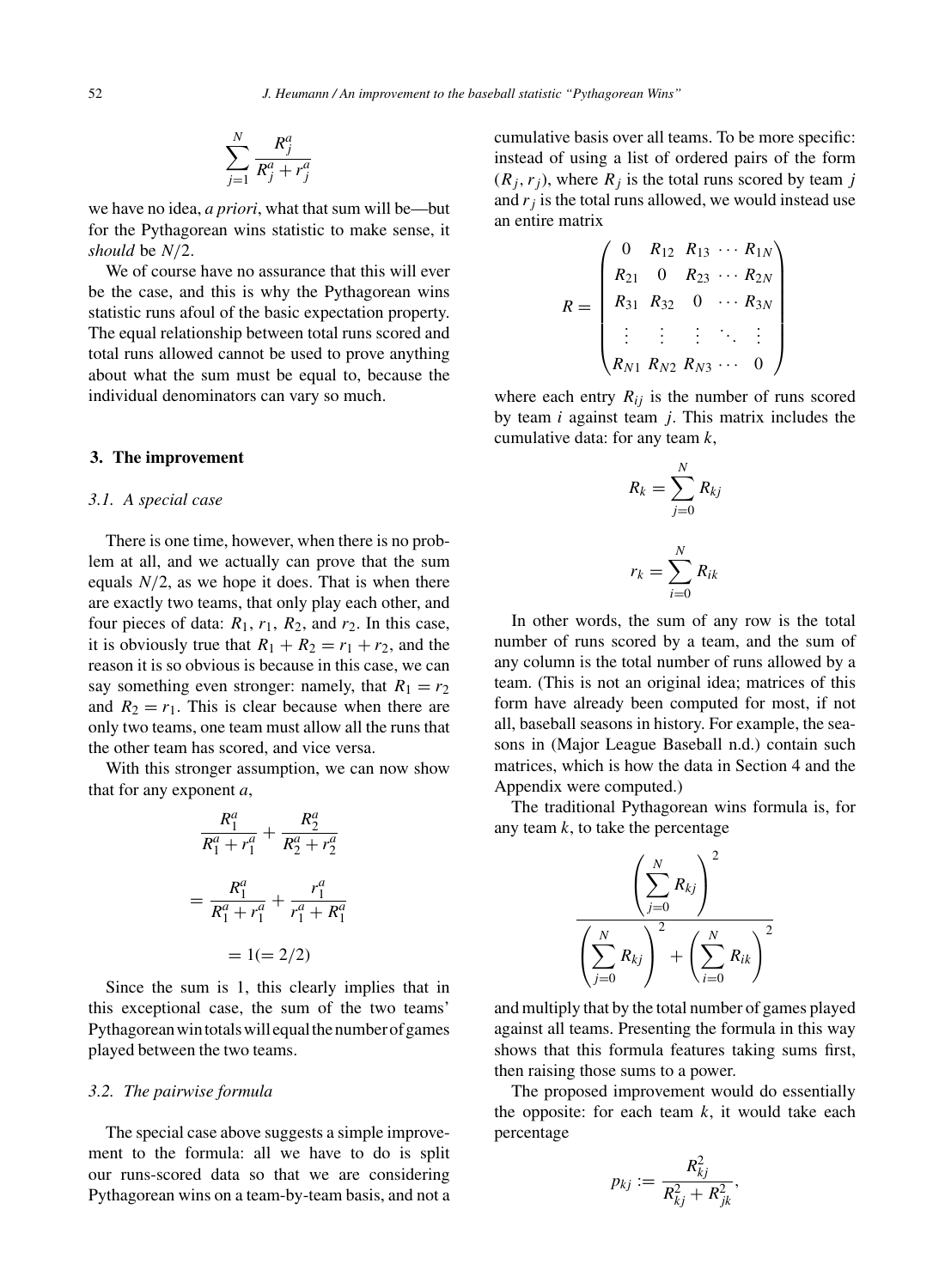$$\sum_{j=1}^{N} \frac{R_j^a}{R_j^a + r_j^a}$$

we have no idea, *a priori*, what that sum will be—but for the Pythagorean wins statistic to make sense, it *should* be $N/2$.

We of course have no assurance that this will ever be the case, and this is why the Pythagorean wins statistic runs afoul of the basic expectation property. The equal relationship between total runs scored and total runs allowed cannot be used to prove anything about what the sum must be equal to, because the individual denominators can vary so much.

## 3. The improvement

### 3.1. A special case

There is one time, however, when there is no problem at all, and we actually can prove that the sum equals $N/2$, as we hope it does. That is when there are exactly two teams, that only play each other, and four pieces of data: $R_1$, $r_1$, $R_2$, and $r_2$. In this case, it is obviously true that $R_1 + R_2 = r_1 + r_2$, and the reason it is so obvious is because in this case, we can say something even stronger: namely, that $R_1 = r_2$ and $R_2 = r_1$. This is clear because when there are only two teams, one team must allow all the runs that the other team has scored, and vice versa.

With this stronger assumption, we can now show that for any exponent $a$,

$$\frac{R_1^a}{R_1^a + r_1^a} + \frac{R_2^a}{R_2^a + r_2^a}$$

$$= \frac{R_1^a}{R_1^a + r_1^a} + \frac{r_1^a}{r_1^a + R_1^a}$$

$$= 1 (= 2/2)$$

Since the sum is 1, this clearly implies that in this exceptional case, the sum of the two teams' Pythagorean win totals will equal the number of games played between the two teams.

### 3.2. The pairwise formula

The special case above suggests a simple improvement to the formula: all we have to do is split our runs-scored data so that we are considering Pythagorean wins on a team-by-team basis, and not a cumulative basis over all teams. To be more specific: instead of using a list of ordered pairs of the form $(R_j, r_j)$, where $R_j$ is the total runs scored by team $j$ and $r_j$ is the total runs allowed, we would instead use an entire matrix

$$R = \begin{pmatrix} 0 & R_{12} & R_{13} & \cdots & R_{1N} \\ R_{21} & 0 & R_{23} & \cdots & R_{2N} \\ R_{31} & R_{32} & 0 & \cdots & R_{3N} \\ \vdots & \vdots & \vdots & \ddots & \vdots \\ R_{N1} & R_{N2} & R_{N3} & \cdots & 0 \end{pmatrix}$$

where each entry $R_{ij}$ is the number of runs scored by team $i$ against team $j$. This matrix includes the cumulative data: for any team $k$,

$$R_k = \sum_{j=0}^{N} R_{kj}$$

$$r_k = \sum_{i=0}^{N} R_{ik}$$

In other words, the sum of any row is the total number of runs scored by a team, and the sum of any column is the total number of runs allowed by a team. (This is not an original idea; matrices of this form have already been computed for most, if not all, baseball seasons in history. For example, the seasons in (Major League Baseball n.d.) contain such matrices, which is how the data in Section 4 and the Appendix were computed.)

The traditional Pythagorean wins formula is, for any team $k$, to take the percentage

$$\frac{\left(\sum_{j=0}^{N} R_{kj}\right)^2}{\left(\sum_{j=0}^{N} R_{kj}\right)^2 + \left(\sum_{i=0}^{N} R_{ik}\right)^2}$$

and multiply that by the total number of games played against all teams. Presenting the formula in this way shows that this formula features taking sums first, then raising those sums to a power.

The proposed improvement would do essentially the opposite: for each team $k$, it would take each percentage

$$p_{kj} := \frac{R_{kj}^2}{R_{kj}^2 + R_{jk}^2},$$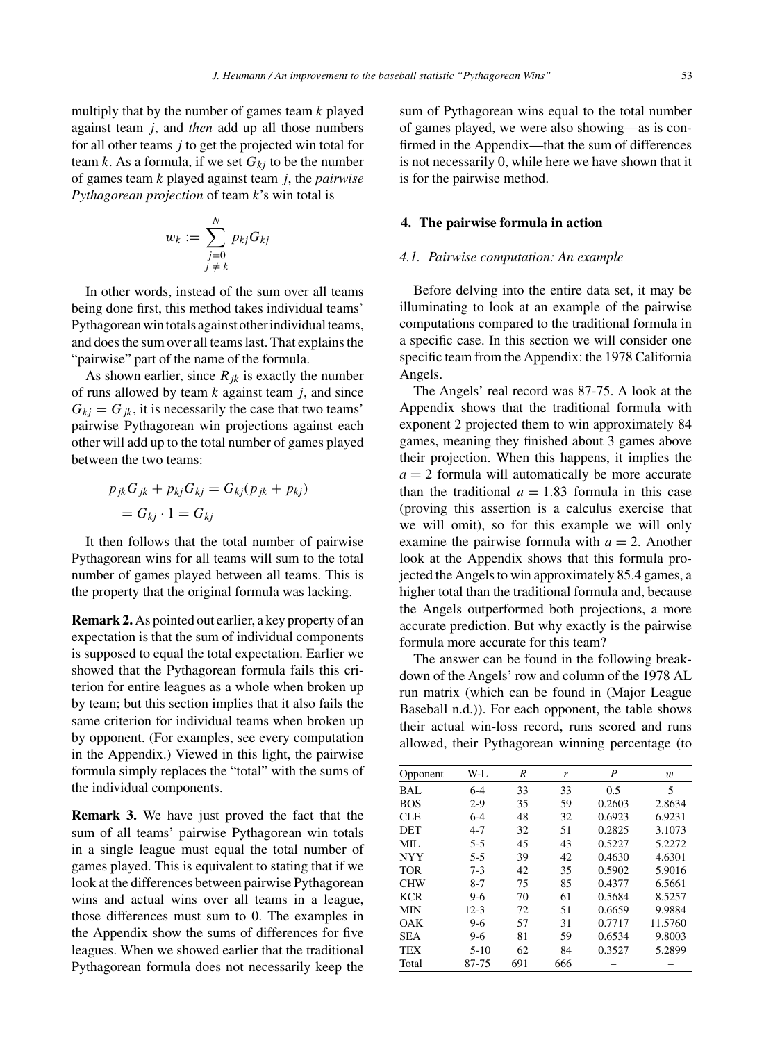multiply that by the number of games team $k$ played against team $j$, and *then* add up all those numbers for all other teams $j$ to get the projected win total for team $k$. As a formula, if we set $G_{kj}$ to be the number of games team $k$ played against team $j$, the *pairwise Pythagorean projection* of team $k$'s win total is

$$w_k := \sum_{\substack{j=0 \\ j \neq k}}^{N} p_{kj} G_{kj}$$

In other words, instead of the sum over all teams being done first, this method takes individual teams' Pythagorean win totals against other individual teams, and does the sum over all teams last. That explains the "pairwise" part of the name of the formula.

As shown earlier, since $R_{jk}$ is exactly the number of runs allowed by team $k$ against team $j$, and since $G_{kj} = G_{jk}$, it is necessarily the case that two teams' pairwise Pythagorean win projections against each other will add up to the total number of games played between the two teams:

$$\begin{aligned} p_{jk} G_{jk} + p_{kj} G_{kj} &= G_{kj}(p_{jk} + p_{kj}) \\ &= G_{kj} \cdot 1 = G_{kj} \end{aligned}$$

It then follows that the total number of pairwise Pythagorean wins for all teams will sum to the total number of games played between all teams. This is the property that the original formula was lacking.

**Remark 2.** As pointed out earlier, a key property of an expectation is that the sum of individual components is supposed to equal the total expectation. Earlier we showed that the Pythagorean formula fails this criterion for entire leagues as a whole when broken up by team; but this section implies that it also fails the same criterion for individual teams when broken up by opponent. (For examples, see every computation in the Appendix.) Viewed in this light, the pairwise formula simply replaces the "total" with the sums of the individual components.

**Remark 3.** We have just proved the fact that the sum of all teams' pairwise Pythagorean win totals in a single league must equal the total number of games played. This is equivalent to stating that if we look at the differences between pairwise Pythagorean wins and actual wins over all teams in a league, those differences must sum to 0. The examples in the Appendix show the sums of differences for five leagues. When we showed earlier that the traditional Pythagorean formula does not necessarily keep the sum of Pythagorean wins equal to the total number of games played, we were also showing—as is confirmed in the Appendix—that the sum of differences is not necessarily 0, while here we have shown that it is for the pairwise method.

## 4. The pairwise formula in action

### 4.1. Pairwise computation: An example

Before delving into the entire data set, it may be illuminating to look at an example of the pairwise computations compared to the traditional formula in a specific case. In this section we will consider one specific team from the Appendix: the 1978 California Angels.

The Angels' real record was 87-75. A look at the Appendix shows that the traditional formula with exponent 2 projected them to win approximately 84 games, meaning they finished about 3 games above their projection. When this happens, it implies the $a = 2$ formula will automatically be more accurate than the traditional $a = 1.83$ formula in this case (proving this assertion is a calculus exercise that we will omit), so for this example we will only examine the pairwise formula with $a = 2$. Another look at the Appendix shows that this formula projected the Angels to win approximately 85.4 games, a higher total than the traditional formula and, because the Angels outperformed both projections, a more accurate prediction. But why exactly is the pairwise formula more accurate for this team?

The answer can be found in the following breakdown of the Angels' row and column of the 1978 AL run matrix (which can be found in (Major League Baseball n.d.)). For each opponent, the table shows their actual win-loss record, runs scored and runs allowed, their Pythagorean winning percentage (to

| Opponent | W-L | $R$ | $r$ | $P$ | $w$ |
|---|---|---|---|---|---|
| BAL | 6-4 | 33 | 33 | 0.5 | 5 |
| BOS | 2-9 | 35 | 59 | 0.2603 | 2.8634 |
| CLE | 6-4 | 48 | 32 | 0.6923 | 6.9231 |
| DET | 4-7 | 32 | 51 | 0.2825 | 3.1073 |
| MIL | 5-5 | 45 | 43 | 0.5227 | 5.2272 |
| NYY | 5-5 | 39 | 42 | 0.4630 | 4.6301 |
| TOR | 7-3 | 42 | 35 | 0.5902 | 5.9016 |
| CHW | 8-7 | 75 | 85 | 0.4377 | 6.5661 |
| KCR | 9-6 | 70 | 61 | 0.5684 | 8.5257 |
| MIN | 12-3 | 72 | 51 | 0.6659 | 9.9884 |
| OAK | 9-6 | 57 | 31 | 0.7717 | 11.5760 |
| SEA | 9-6 | 81 | 59 | 0.6534 | 9.8003 |
| TEX | 5-10 | 62 | 84 | 0.3527 | 5.2899 |
| Total | 87-75 | 691 | 666 | – | – |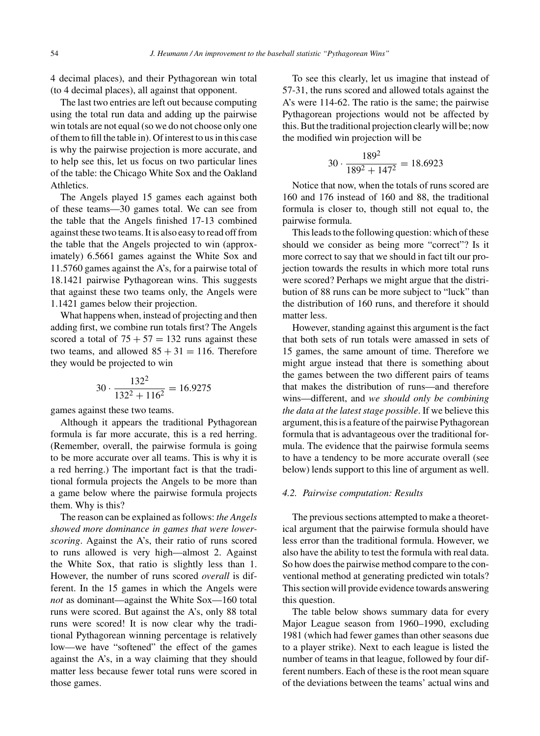4 decimal places), and their Pythagorean win total (to 4 decimal places), all against that opponent.

The last two entries are left out because computing using the total run data and adding up the pairwise win totals are not equal (so we do not choose only one of them to fill the table in). Of interest to us in this case is why the pairwise projection is more accurate, and to help see this, let us focus on two particular lines of the table: the Chicago White Sox and the Oakland Athletics.

The Angels played 15 games each against both of these teams—30 games total. We can see from the table that the Angels finished 17-13 combined against these two teams. It is also easy to read off from the table that the Angels projected to win (approximately) 6.5661 games against the White Sox and 11.5760 games against the A's, for a pairwise total of 18.1421 pairwise Pythagorean wins. This suggests that against these two teams only, the Angels were 1.1421 games below their projection.

What happens when, instead of projecting and then adding first, we combine run totals first? The Angels scored a total of $75 + 57 = 132$ runs against these two teams, and allowed $85 + 31 = 116$. Therefore they would be projected to win

$$30 \cdot \frac{132^2}{132^2 + 116^2} = 16.9275$$

games against these two teams.

Although it appears the traditional Pythagorean formula is far more accurate, this is a red herring. (Remember, overall, the pairwise formula is going to be more accurate over all teams. This is why it is a red herring.) The important fact is that the traditional formula projects the Angels to be more than a game below where the pairwise formula projects them. Why is this?

The reason can be explained as follows: *the Angels showed more dominance in games that were lower-scoring*. Against the A's, their ratio of runs scored to runs allowed is very high—almost 2. Against the White Sox, that ratio is slightly less than 1. However, the number of runs scored *overall* is different. In the 15 games in which the Angels were *not* as dominant—against the White Sox—160 total runs were scored. But against the A's, only 88 total runs were scored! It is now clear why the traditional Pythagorean winning percentage is relatively low—we have "softened" the effect of the games against the A's, in a way claiming that they should matter less because fewer total runs were scored in those games.

To see this clearly, let us imagine that instead of 57-31, the runs scored and allowed totals against the A's were 114-62. The ratio is the same; the pairwise Pythagorean projections would not be affected by this. But the traditional projection clearly will be; now the modified win projection will be

$$30 \cdot \frac{189^2}{189^2 + 147^2} = 18.6923$$

Notice that now, when the totals of runs scored are 160 and 176 instead of 160 and 88, the traditional formula is closer to, though still not equal to, the pairwise formula.

This leads to the following question: which of these should we consider as being more "correct"? Is it more correct to say that we should in fact tilt our projection towards the results in which more total runs were scored? Perhaps we might argue that the distribution of 88 runs can be more subject to "luck" than the distribution of 160 runs, and therefore it should matter less.

However, standing against this argument is the fact that both sets of run totals were amassed in sets of 15 games, the same amount of time. Therefore we might argue instead that there is something about the games between the two different pairs of teams that makes the distribution of runs—and therefore wins—different, and *we should only be combining the data at the latest stage possible*. If we believe this argument, this is a feature of the pairwise Pythagorean formula that is advantageous over the traditional formula. The evidence that the pairwise formula seems to have a tendency to be more accurate overall (see below) lends support to this line of argument as well.

### *4.2. Pairwise computation: Results*

The previous sections attempted to make a theoretical argument that the pairwise formula should have less error than the traditional formula. However, we also have the ability to test the formula with real data. So how does the pairwise method compare to the conventional method at generating predicted win totals? This section will provide evidence towards answering this question.

The table below shows summary data for every Major League season from 1960–1990, excluding 1981 (which had fewer games than other seasons due to a player strike). Next to each league is listed the number of teams in that league, followed by four different numbers. Each of these is the root mean square of the deviations between the teams' actual wins and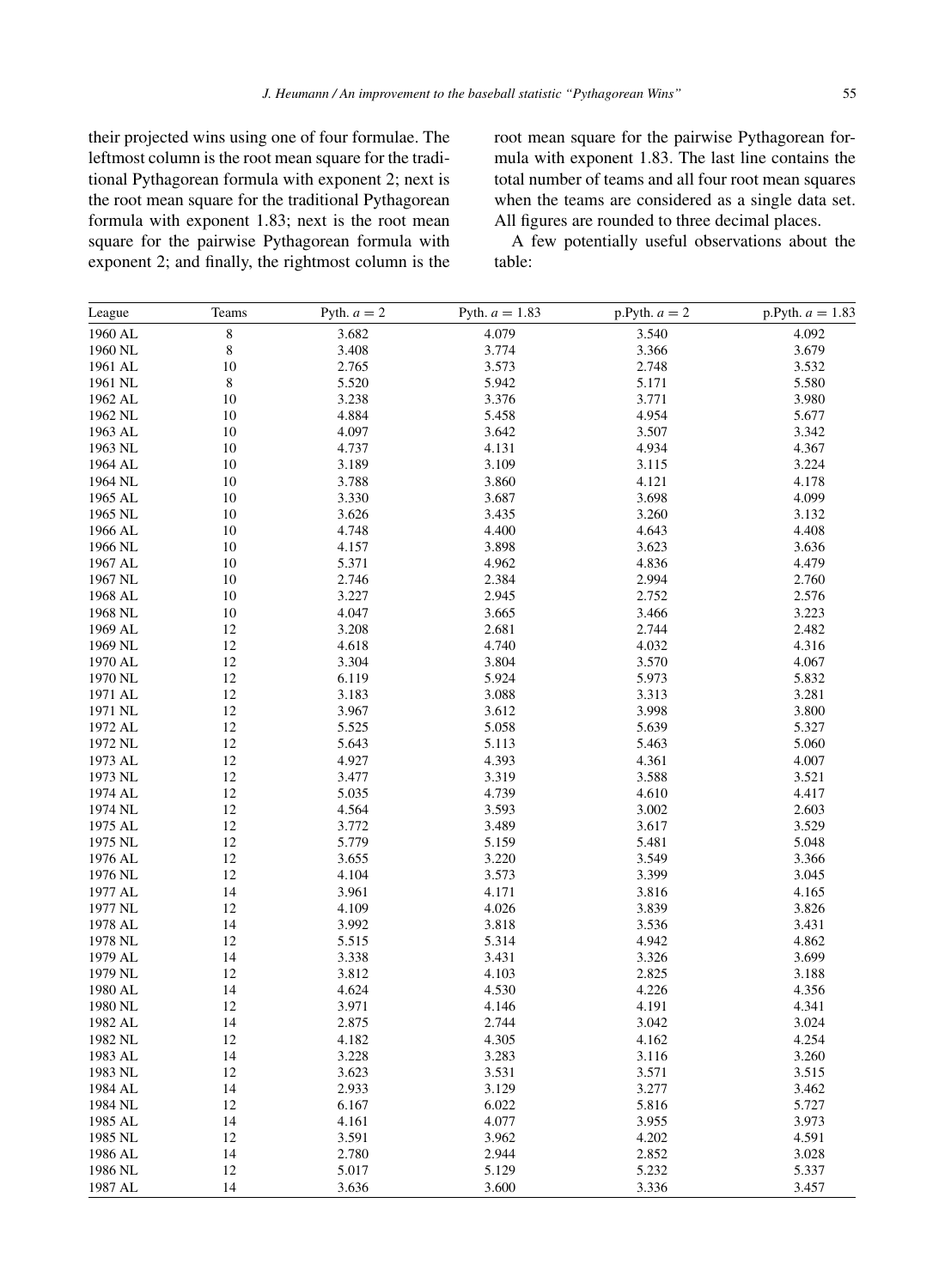their projected wins using one of four formulae. The leftmost column is the root mean square for the traditional Pythagorean formula with exponent 2; next is the root mean square for the traditional Pythagorean formula with exponent 1.83; next is the root mean square for the pairwise Pythagorean formula with exponent 2; and finally, the rightmost column is the root mean square for the pairwise Pythagorean formula with exponent 1.83. The last line contains the total number of teams and all four root mean squares when the teams are considered as a single data set. All figures are rounded to three decimal places.

A few potentially useful observations about the table:

| League | Teams | Pyth. $a = 2$ | Pyth. $a = 1.83$ | p.Pyth. $a = 2$ | p.Pyth. $a = 1.83$ |
|---|---|---|---|---|---|
| 1960 AL | 8 | 3.682 | 4.079 | 3.540 | 4.092 |
| 1960 NL | 8 | 3.408 | 3.774 | 3.366 | 3.679 |
| 1961 AL | 10 | 2.765 | 3.573 | 2.748 | 3.532 |
| 1961 NL | 8 | 5.520 | 5.942 | 5.171 | 5.580 |
| 1962 AL | 10 | 3.238 | 3.376 | 3.771 | 3.980 |
| 1962 NL | 10 | 4.884 | 5.458 | 4.954 | 5.677 |
| 1963 AL | 10 | 4.097 | 3.642 | 3.507 | 3.342 |
| 1963 NL | 10 | 4.737 | 4.131 | 4.934 | 4.367 |
| 1964 AL | 10 | 3.189 | 3.109 | 3.115 | 3.224 |
| 1964 NL | 10 | 3.788 | 3.860 | 4.121 | 4.178 |
| 1965 AL | 10 | 3.330 | 3.687 | 3.698 | 4.099 |
| 1965 NL | 10 | 3.626 | 3.435 | 3.260 | 3.132 |
| 1966 AL | 10 | 4.748 | 4.400 | 4.643 | 4.408 |
| 1966 NL | 10 | 4.157 | 3.898 | 3.623 | 3.636 |
| 1967 AL | 10 | 5.371 | 4.962 | 4.836 | 4.479 |
| 1967 NL | 10 | 2.746 | 2.384 | 2.994 | 2.760 |
| 1968 AL | 10 | 3.227 | 2.945 | 2.752 | 2.576 |
| 1968 NL | 10 | 4.047 | 3.665 | 3.466 | 3.223 |
| 1969 AL | 12 | 3.208 | 2.681 | 2.744 | 2.482 |
| 1969 NL | 12 | 4.618 | 4.740 | 4.032 | 4.316 |
| 1970 AL | 12 | 3.304 | 3.804 | 3.570 | 4.067 |
| 1970 NL | 12 | 6.119 | 5.924 | 5.973 | 5.832 |
| 1971 AL | 12 | 3.183 | 3.088 | 3.313 | 3.281 |
| 1971 NL | 12 | 3.967 | 3.612 | 3.998 | 3.800 |
| 1972 AL | 12 | 5.525 | 5.058 | 5.639 | 5.327 |
| 1972 NL | 12 | 5.643 | 5.113 | 5.463 | 5.060 |
| 1973 AL | 12 | 4.927 | 4.393 | 4.361 | 4.007 |
| 1973 NL | 12 | 3.477 | 3.319 | 3.588 | 3.521 |
| 1974 AL | 12 | 5.035 | 4.739 | 4.610 | 4.417 |
| 1974 NL | 12 | 4.564 | 3.593 | 3.002 | 2.603 |
| 1975 AL | 12 | 3.772 | 3.489 | 3.617 | 3.529 |
| 1975 NL | 12 | 5.779 | 5.159 | 5.481 | 5.048 |
| 1976 AL | 12 | 3.655 | 3.220 | 3.549 | 3.366 |
| 1976 NL | 12 | 4.104 | 3.573 | 3.399 | 3.045 |
| 1977 AL | 14 | 3.961 | 4.171 | 3.816 | 4.165 |
| 1977 NL | 12 | 4.109 | 4.026 | 3.839 | 3.826 |
| 1978 AL | 14 | 3.992 | 3.818 | 3.536 | 3.431 |
| 1978 NL | 12 | 5.515 | 5.314 | 4.942 | 4.862 |
| 1979 AL | 14 | 3.338 | 3.431 | 3.326 | 3.699 |
| 1979 NL | 12 | 3.812 | 4.103 | 2.825 | 3.188 |
| 1980 AL | 14 | 4.624 | 4.530 | 4.226 | 4.356 |
| 1980 NL | 12 | 3.971 | 4.146 | 4.191 | 4.341 |
| 1982 AL | 14 | 2.875 | 2.744 | 3.042 | 3.024 |
| 1982 NL | 12 | 4.182 | 4.305 | 4.162 | 4.254 |
| 1983 AL | 14 | 3.228 | 3.283 | 3.116 | 3.260 |
| 1983 NL | 12 | 3.623 | 3.531 | 3.571 | 3.515 |
| 1984 AL | 14 | 2.933 | 3.129 | 3.277 | 3.462 |
| 1984 NL | 12 | 6.167 | 6.022 | 5.816 | 5.727 |
| 1985 AL | 14 | 4.161 | 4.077 | 3.955 | 3.973 |
| 1985 NL | 12 | 3.591 | 3.962 | 4.202 | 4.591 |
| 1986 AL | 14 | 2.780 | 2.944 | 2.852 | 3.028 |
| 1986 NL | 12 | 5.017 | 5.129 | 5.232 | 5.337 |
| 1987 AL | 14 | 3.636 | 3.600 | 3.336 | 3.457 |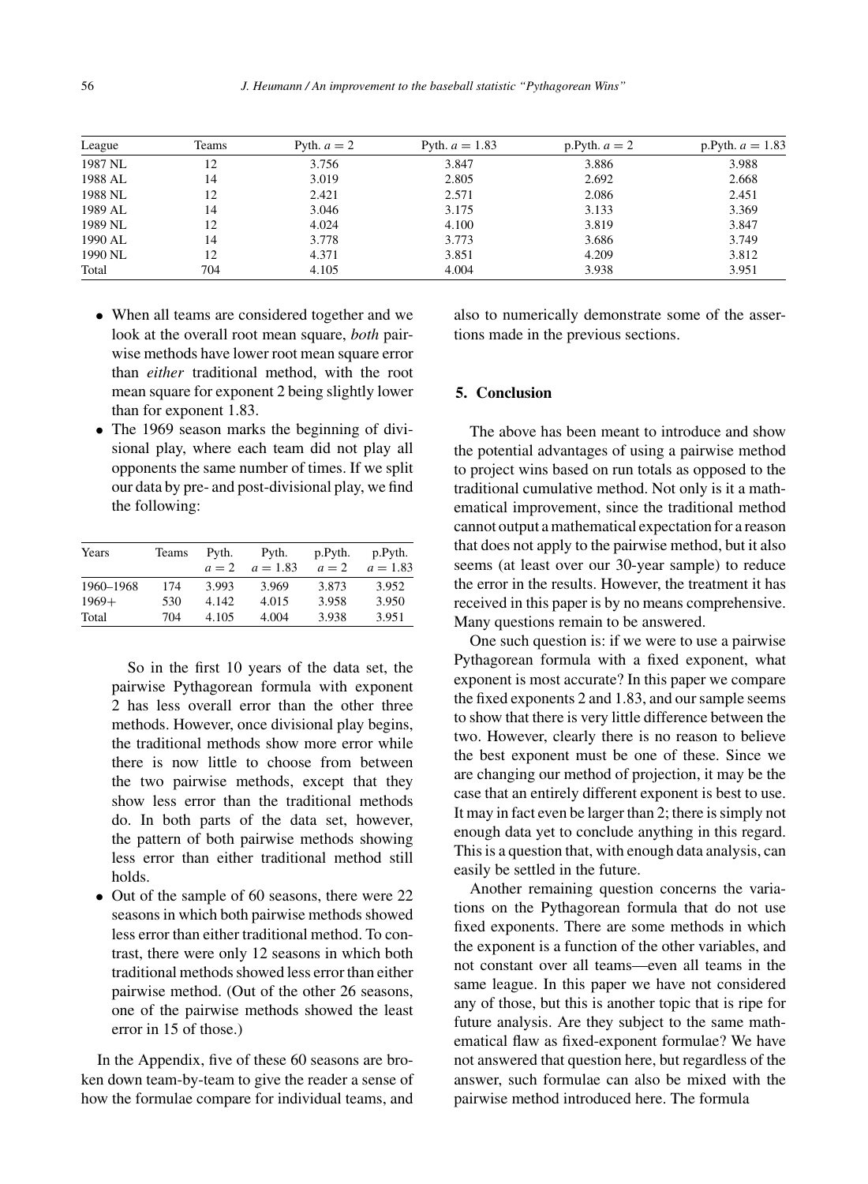| League | Teams | Pyth. $a = 2$ | Pyth. $a = 1.83$ | p.Pyth. $a = 2$ | p.Pyth. $a = 1.83$ |
|---|---|---|---|---|---|
| 1987 NL | 12 | 3.756 | 3.847 | 3.886 | 3.988 |
| 1988 AL | 14 | 3.019 | 2.805 | 2.692 | 2.668 |
| 1988 NL | 12 | 2.421 | 2.571 | 2.086 | 2.451 |
| 1989 AL | 14 | 3.046 | 3.175 | 3.133 | 3.369 |
| 1989 NL | 12 | 4.024 | 4.100 | 3.819 | 3.847 |
| 1990 AL | 14 | 3.778 | 3.773 | 3.686 | 3.749 |
| 1990 NL | 12 | 4.371 | 3.851 | 4.209 | 3.812 |
| Total | 704 | 4.105 | 4.004 | 3.938 | 3.951 |

- When all teams are considered together and we look at the overall root mean square, *both* pairwise methods have lower root mean square error than *either* traditional method, with the root mean square for exponent 2 being slightly lower than for exponent 1.83.
- The 1969 season marks the beginning of divisional play, where each team did not play all opponents the same number of times. If we split our data by pre- and post-divisional play, we find the following:

| Years | Teams | Pyth. $a = 2$ | Pyth. $a = 1.83$ | p.Pyth. $a = 2$ | p.Pyth. $a = 1.83$ |
|---|---|---|---|---|---|
| 1960–1968 | 174 | 3.993 | 3.969 | 3.873 | 3.952 |
| 1969+ | 530 | 4.142 | 4.015 | 3.958 | 3.950 |
| Total | 704 | 4.105 | 4.004 | 3.938 | 3.951 |

  So in the first 10 years of the data set, the pairwise Pythagorean formula with exponent 2 has less overall error than the other three methods. However, once divisional play begins, the traditional methods show more error while there is now little to choose from between the two pairwise methods, except that they show less error than the traditional methods do. In both parts of the data set, however, the pattern of both pairwise methods showing less error than either traditional method still holds.
- Out of the sample of 60 seasons, there were 22 seasons in which both pairwise methods showed less error than either traditional method. To contrast, there were only 12 seasons in which both traditional methods showed less error than either pairwise method. (Out of the other 26 seasons, one of the pairwise methods showed the least error in 15 of those.)

In the Appendix, five of these 60 seasons are broken down team-by-team to give the reader a sense of how the formulae compare for individual teams, and also to numerically demonstrate some of the assertions made in the previous sections.

## 5. Conclusion

The above has been meant to introduce and show the potential advantages of using a pairwise method to project wins based on run totals as opposed to the traditional cumulative method. Not only is it a mathematical improvement, since the traditional method cannot output a mathematical expectation for a reason that does not apply to the pairwise method, but it also seems (at least over our 30-year sample) to reduce the error in the results. However, the treatment it has received in this paper is by no means comprehensive. Many questions remain to be answered.

One such question is: if we were to use a pairwise Pythagorean formula with a fixed exponent, what exponent is most accurate? In this paper we compare the fixed exponents 2 and 1.83, and our sample seems to show that there is very little difference between the two. However, clearly there is no reason to believe the best exponent must be one of these. Since we are changing our method of projection, it may be the case that an entirely different exponent is best to use. It may in fact even be larger than 2; there is simply not enough data yet to conclude anything in this regard. This is a question that, with enough data analysis, can easily be settled in the future.

Another remaining question concerns the variations on the Pythagorean formula that do not use fixed exponents. There are some methods in which the exponent is a function of the other variables, and not constant over all teams—even all teams in the same league. In this paper we have not considered any of those, but this is another topic that is ripe for future analysis. Are they subject to the same mathematical flaw as fixed-exponent formulae? We have not answered that question here, but regardless of the answer, such formulae can also be mixed with the pairwise method introduced here. The formula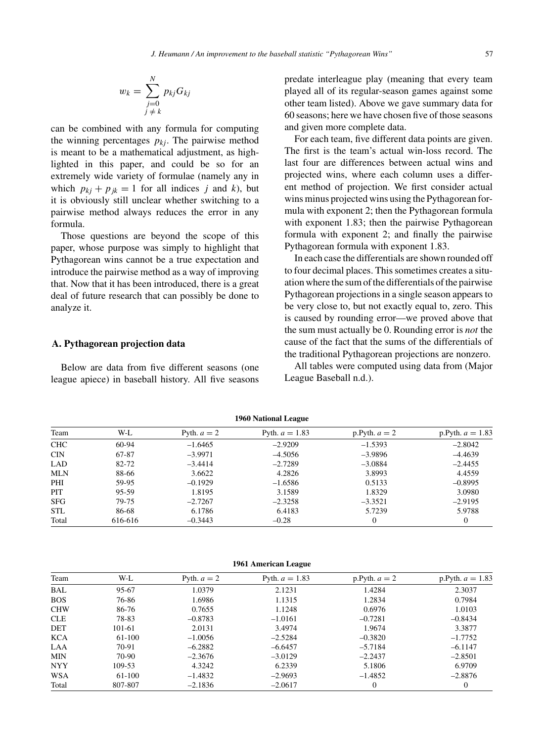$$w_k = \sum_{\substack{j=0 \\ j \neq k}}^{N} p_{kj} G_{kj}$$

can be combined with any formula for computing the winning percentages $p_{kj}$. The pairwise method is meant to be a mathematical adjustment, as highlighted in this paper, and could be so for an extremely wide variety of formulae (namely any in which $p_{kj} + p_{jk} = 1$ for all indices $j$ and $k$), but it is obviously still unclear whether switching to a pairwise method always reduces the error in any formula.

Those questions are beyond the scope of this paper, whose purpose was simply to highlight that Pythagorean wins cannot be a true expectation and introduce the pairwise method as a way of improving that. Now that it has been introduced, there is a great deal of future research that can possibly be done to analyze it.

### A. Pythagorean projection data

Below are data from five different seasons (one league apiece) in baseball history. All five seasons predate interleague play (meaning that every team played all of its regular-season games against some other team listed). Above we gave summary data for 60 seasons; here we have chosen five of those seasons and given more complete data.

For each team, five different data points are given. The first is the team's actual win-loss record. The last four are differences between actual wins and projected wins, where each column uses a different method of projection. We first consider actual wins minus projected wins using the Pythagorean formula with exponent 2; then the Pythagorean formula with exponent 1.83; then the pairwise Pythagorean formula with exponent 2; and finally the pairwise Pythagorean formula with exponent 1.83.

In each case the differentials are shown rounded off to four decimal places. This sometimes creates a situation where the sum of the differentials of the pairwise Pythagorean projections in a single season appears to be very close to, but not exactly equal to, zero. This is caused by rounding error—we proved above that the sum must actually be 0. Rounding error is *not* the cause of the fact that the sums of the differentials of the traditional Pythagorean projections are nonzero.

All tables were computed using data from (Major League Baseball n.d.).

**1960 National League**

| Team | W-L | Pyth. $a = 2$ | Pyth. $a = 1.83$ | p.Pyth. $a = 2$ | p.Pyth. $a = 1.83$ |
|---|---|---|---|---|---|
| CHC | 60-94 | −1.6465 | −2.9209 | −1.5393 | −2.8042 |
| CIN | 67-87 | −3.9971 | −4.5056 | −3.9896 | −4.4639 |
| LAD | 82-72 | −3.4414 | −2.7289 | −3.0884 | −2.4455 |
| MLN | 88-66 | 3.6622 | 4.2826 | 3.8993 | 4.4559 |
| PHI | 59-95 | −0.1929 | −1.6586 | 0.5133 | −0.8995 |
| PIT | 95-59 | 1.8195 | 3.1589 | 1.8329 | 3.0980 |
| SFG | 79-75 | −2.7267 | −2.3258 | −3.3521 | −2.9195 |
| STL | 86-68 | 6.1786 | 6.4183 | 5.7239 | 5.9788 |
| Total | 616-616 | −0.3443 | −0.28 | 0 | 0 |

**1961 American League**

| Team | W-L | Pyth. $a = 2$ | Pyth. $a = 1.83$ | p.Pyth. $a = 2$ | p.Pyth. $a = 1.83$ |
|---|---|---|---|---|---|
| BAL | 95-67 | 1.0379 | 2.1231 | 1.4284 | 2.3037 |
| BOS | 76-86 | 1.6986 | 1.1315 | 1.2834 | 0.7984 |
| CHW | 86-76 | 0.7655 | 1.1248 | 0.6976 | 1.0103 |
| CLE | 78-83 | −0.8783 | −1.0161 | −0.7281 | −0.8434 |
| DET | 101-61 | 2.0131 | 3.4974 | 1.9674 | 3.3877 |
| KCA | 61-100 | −1.0056 | −2.5284 | −0.3820 | −1.7752 |
| LAA | 70-91 | −6.2882 | −6.6457 | −5.7184 | −6.1147 |
| MIN | 70-90 | −2.3676 | −3.0129 | −2.2437 | −2.8501 |
| NYY | 109-53 | 4.3242 | 6.2339 | 5.1806 | 6.9709 |
| WSA | 61-100 | −1.4832 | −2.9693 | −1.4852 | −2.8876 |
| Total | 807-807 | −2.1836 | −2.0617 | 0 | 0 |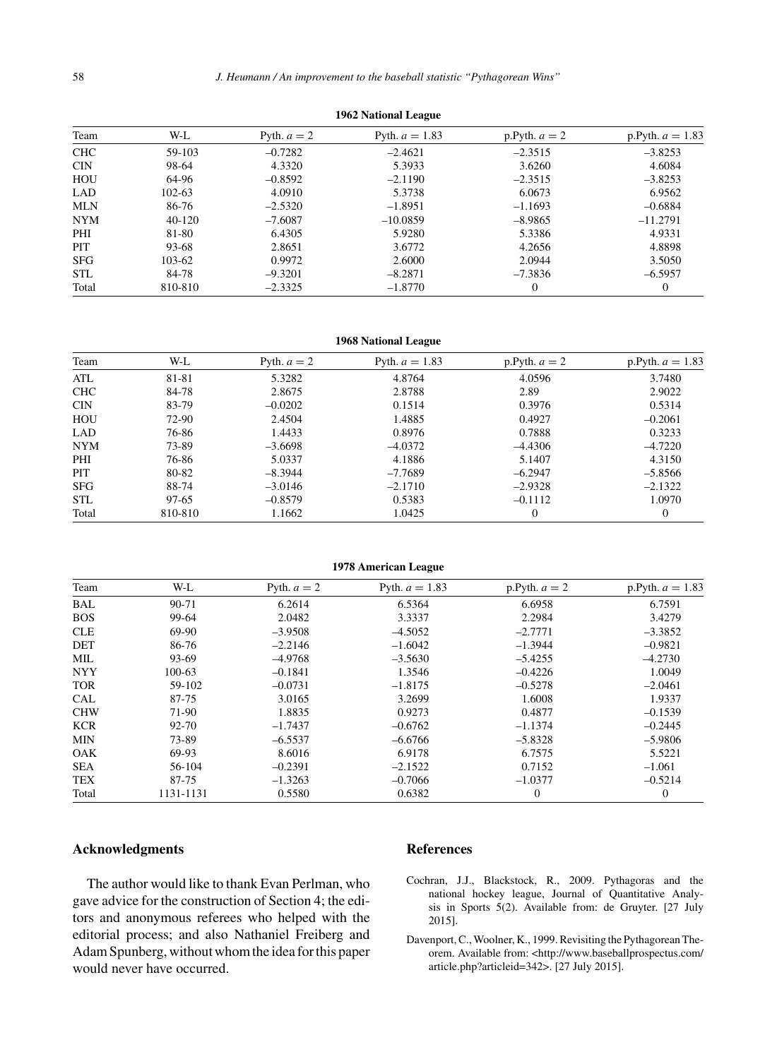**1962 National League**

| Team | W-L | Pyth. $a = 2$ | Pyth. $a = 1.83$ | p.Pyth. $a = 2$ | p.Pyth. $a = 1.83$ |
|---|---|---|---|---|---|
| CHC | 59-103 | –0.7282 | –2.4621 | –2.3515 | –3.8253 |
| CIN | 98-64 | 4.3320 | 5.3933 | 3.6260 | 4.6084 |
| HOU | 64-96 | –0.8592 | –2.1190 | –2.3515 | –3.8253 |
| LAD | 102-63 | 4.0910 | 5.3738 | 6.0673 | 6.9562 |
| MLN | 86-76 | –2.5320 | –1.8951 | –1.1693 | –0.6884 |
| NYM | 40-120 | –7.6087 | –10.0859 | –8.9865 | –11.2791 |
| PHI | 81-80 | 6.4305 | 5.9280 | 5.3386 | 4.9331 |
| PIT | 93-68 | 2.8651 | 3.6772 | 4.2656 | 4.8898 |
| SFG | 103-62 | 0.9972 | 2.6000 | 2.0944 | 3.5050 |
| STL | 84-78 | –9.3201 | –8.2871 | –7.3836 | –6.5957 |
| Total | 810-810 | –2.3325 | –1.8770 | 0 | 0 |

**1968 National League**

| Team | W-L | Pyth. $a = 2$ | Pyth. $a = 1.83$ | p.Pyth. $a = 2$ | p.Pyth. $a = 1.83$ |
|---|---|---|---|---|---|
| ATL | 81-81 | 5.3282 | 4.8764 | 4.0596 | 3.7480 |
| CHC | 84-78 | 2.8675 | 2.8788 | 2.89 | 2.9022 |
| CIN | 83-79 | –0.0202 | 0.1514 | 0.3976 | 0.5314 |
| HOU | 72-90 | 2.4504 | 1.4885 | 0.4927 | –0.2061 |
| LAD | 76-86 | 1.4433 | 0.8976 | 0.7888 | 0.3233 |
| NYM | 73-89 | –3.6698 | –4.0372 | –4.4306 | –4.7220 |
| PHI | 76-86 | 5.0337 | 4.1886 | 5.1407 | 4.3150 |
| PIT | 80-82 | –8.3944 | –7.7689 | –6.2947 | –5.8566 |
| SFG | 88-74 | –3.0146 | –2.1710 | –2.9328 | –2.1322 |
| STL | 97-65 | –0.8579 | 0.5383 | –0.1112 | 1.0970 |
| Total | 810-810 | 1.1662 | 1.0425 | 0 | 0 |

**1978 American League**

| Team | W-L | Pyth. $a = 2$ | Pyth. $a = 1.83$ | p.Pyth. $a = 2$ | p.Pyth. $a = 1.83$ |
|---|---|---|---|---|---|
| BAL | 90-71 | 6.2614 | 6.5364 | 6.6958 | 6.7591 |
| BOS | 99-64 | 2.0482 | 3.3337 | 2.2984 | 3.4279 |
| CLE | 69-90 | –3.9508 | –4.5052 | –2.7771 | –3.3852 |
| DET | 86-76 | –2.2146 | –1.6042 | –1.3944 | –0.9821 |
| MIL | 93-69 | –4.9768 | –3.5630 | –5.4255 | –4.2730 |
| NYY | 100-63 | –0.1841 | 1.3546 | –0.4226 | 1.0049 |
| TOR | 59-102 | –0.0731 | –1.8175 | –0.5278 | –2.0461 |
| CAL | 87-75 | 3.0165 | 3.2699 | 1.6008 | 1.9337 |
| CHW | 71-90 | 1.8835 | 0.9273 | 0.4877 | –0.1539 |
| KCR | 92-70 | –1.7437 | –0.6762 | –1.1374 | –0.2445 |
| MIN | 73-89 | –6.5537 | –6.6766 | –5.8328 | –5.9806 |
| OAK | 69-93 | 8.6016 | 6.9178 | 6.7575 | 5.5221 |
| SEA | 56-104 | –0.2391 | –2.1522 | 0.7152 | –1.061 |
| TEX | 87-75 | –1.3263 | –0.7066 | –1.0377 | –0.5214 |
| Total | 1131-1131 | 0.5580 | 0.6382 | 0 | 0 |

## Acknowledgments

The author would like to thank Evan Perlman, who gave advice for the construction of Section 4; the editors and anonymous referees who helped with the editorial process; and also Nathaniel Freiberg and Adam Spunberg, without whom the idea for this paper would never have occurred.

## References

Cochran, J.J., Blackstock, R., 2009. Pythagoras and the national hockey league, Journal of Quantitative Analysis in Sports 5(2). Available from: de Gruyter. [27 July 2015].

Davenport, C., Woolner, K., 1999. Revisiting the Pythagorean Theorem. Available from: <http://www.baseballprospectus.com/article.php?articleid=342>. [27 July 2015].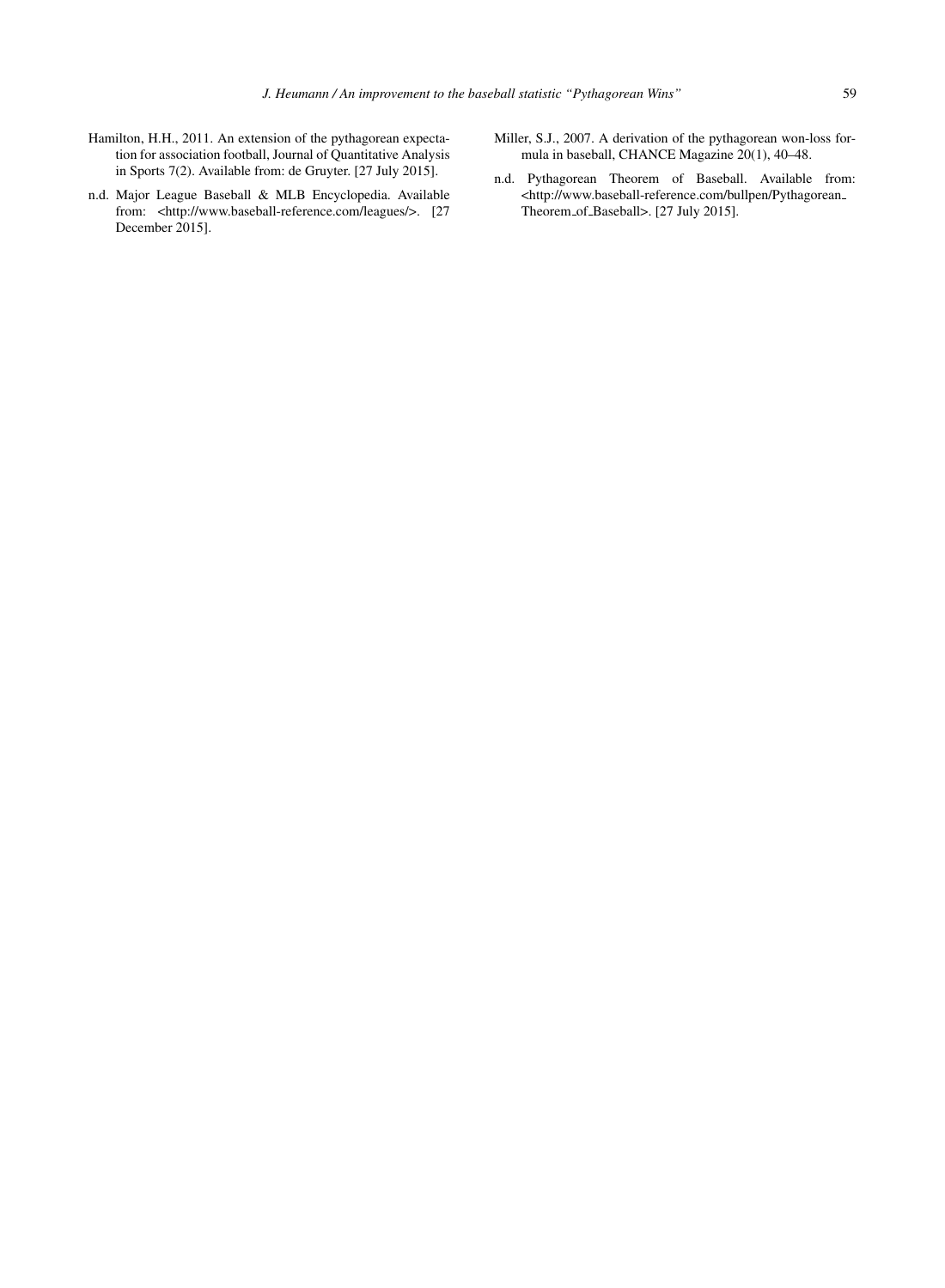Hamilton, H.H., 2011. An extension of the pythagorean expectation for association football, Journal of Quantitative Analysis in Sports 7(2). Available from: de Gruyter. [27 July 2015].

n.d. Major League Baseball & MLB Encyclopedia. Available from: <http://www.baseball-reference.com/leagues/>. [27 December 2015].

Miller, S.J., 2007. A derivation of the pythagorean won-loss formula in baseball, CHANCE Magazine 20(1), 40–48.

n.d. Pythagorean Theorem of Baseball. Available from: <http://www.baseball-reference.com/bullpen/Pythagorean_Theorem_of_Baseball>. [27 July 2015].